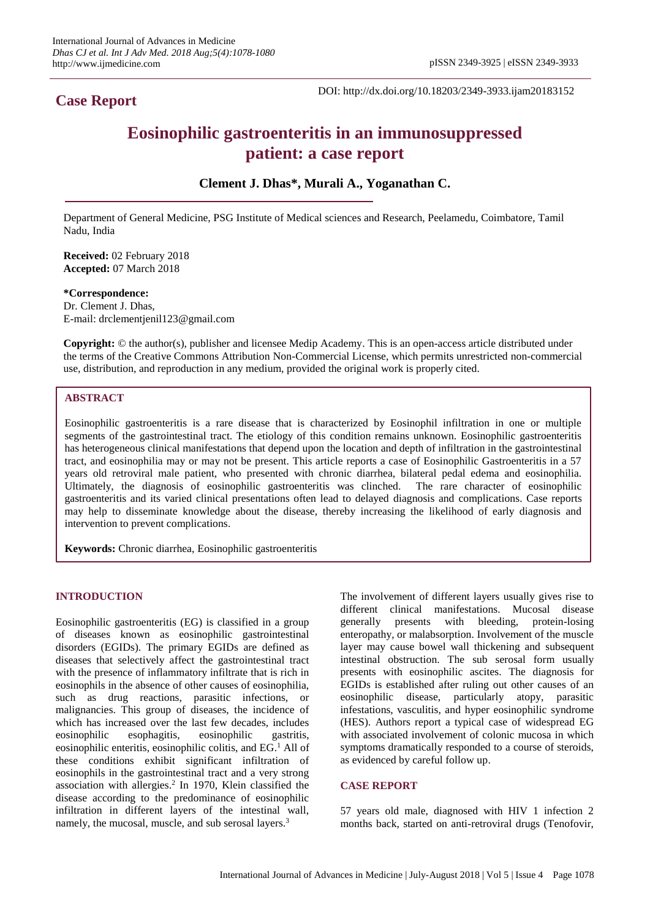## Case Report

DOI: http://dx.doi.org/10.18203/2349-3933.ijam20183152

# Eosinophilic gastroenteritis in an immunosuppressed patient: a case report

**Clement J. Dhas\*, Murali A., Yoganathan C.**

Department of General Medicine, PSG Institute of Medical sciences and Research, Peelamedu, Coimbatore, Tamil Nadu, India

**Received:** 02 February 2018
**Accepted:** 07 March 2018

**\*Correspondence:**
Dr. Clement J. Dhas,
E-mail: drclementjenil123@gmail.com

**Copyright:** © the author(s), publisher and licensee Medip Academy. This is an open-access article distributed under the terms of the Creative Commons Attribution Non-Commercial License, which permits unrestricted non-commercial use, distribution, and reproduction in any medium, provided the original work is properly cited.

## ABSTRACT

Eosinophilic gastroenteritis is a rare disease that is characterized by Eosinophil infiltration in one or multiple segments of the gastrointestinal tract. The etiology of this condition remains unknown. Eosinophilic gastroenteritis has heterogeneous clinical manifestations that depend upon the location and depth of infiltration in the gastrointestinal tract, and eosinophilia may or may not be present. This article reports a case of Eosinophilic Gastroenteritis in a 57 years old retroviral male patient, who presented with chronic diarrhea, bilateral pedal edema and eosinophilia. Ultimately, the diagnosis of eosinophilic gastroenteritis was clinched. The rare character of eosinophilic gastroenteritis and its varied clinical presentations often lead to delayed diagnosis and complications. Case reports may help to disseminate knowledge about the disease, thereby increasing the likelihood of early diagnosis and intervention to prevent complications.

**Keywords:** Chronic diarrhea, Eosinophilic gastroenteritis

## INTRODUCTION

Eosinophilic gastroenteritis (EG) is classified in a group of diseases known as eosinophilic gastrointestinal disorders (EGIDs). The primary EGIDs are defined as diseases that selectively affect the gastrointestinal tract with the presence of inflammatory infiltrate that is rich in eosinophils in the absence of other causes of eosinophilia, such as drug reactions, parasitic infections, or malignancies. This group of diseases, the incidence of which has increased over the last few decades, includes eosinophilic esophagitis, eosinophilic gastritis, eosinophilic enteritis, eosinophilic colitis, and EG.[1] All of these conditions exhibit significant infiltration of eosinophils in the gastrointestinal tract and a very strong association with allergies.[2] In 1970, Klein classified the disease according to the predominance of eosinophilic infiltration in different layers of the intestinal wall, namely, the mucosal, muscle, and sub serosal layers.[3]

The involvement of different layers usually gives rise to different clinical manifestations. Mucosal disease generally presents with bleeding, protein-losing enteropathy, or malabsorption. Involvement of the muscle layer may cause bowel wall thickening and subsequent intestinal obstruction. The sub serosal form usually presents with eosinophilic ascites. The diagnosis for EGIDs is established after ruling out other causes of an eosinophilic disease, particularly atopy, parasitic infestations, vasculitis, and hyper eosinophilic syndrome (HES). Authors report a typical case of widespread EG with associated involvement of colonic mucosa in which symptoms dramatically responded to a course of steroids, as evidenced by careful follow up.

## CASE REPORT

57 years old male, diagnosed with HIV 1 infection 2 months back, started on anti-retroviral drugs (Tenofovir,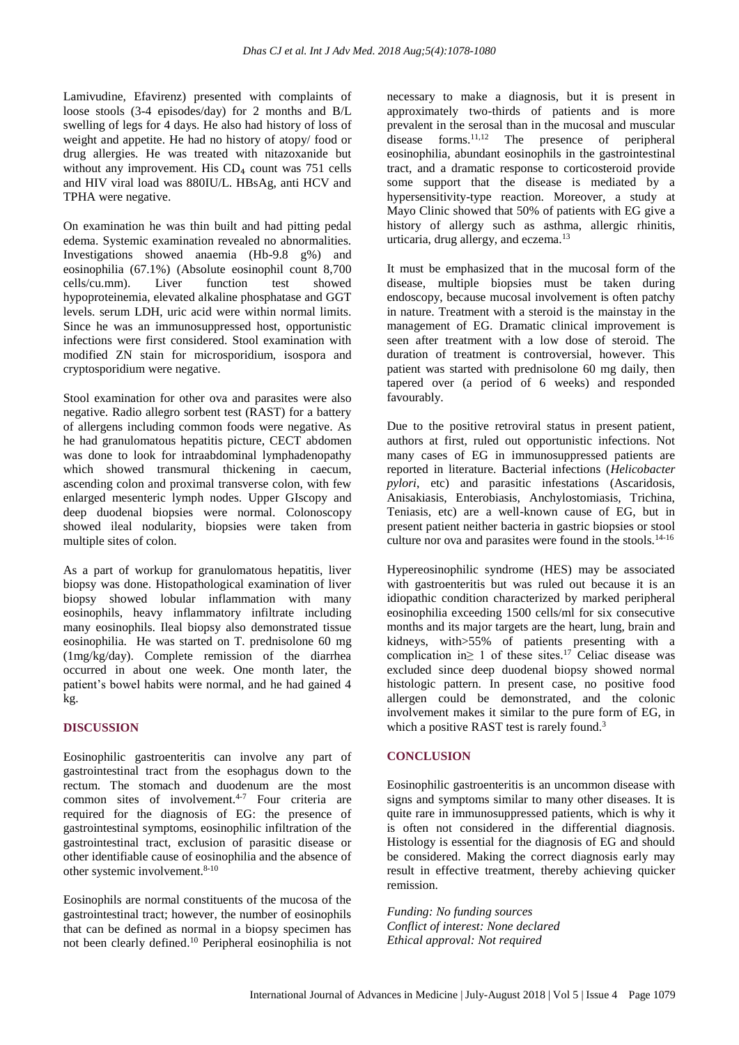Lamivudine, Efavirenz) presented with complaints of loose stools (3-4 episodes/day) for 2 months and B/L swelling of legs for 4 days. He also had history of loss of weight and appetite. He had no history of atopy/ food or drug allergies. He was treated with nitazoxanide but without any improvement. His $CD_4$ count was 751 cells and HIV viral load was 880IU/L. HBsAg, anti HCV and TPHA were negative.

On examination he was thin built and had pitting pedal edema. Systemic examination revealed no abnormalities. Investigations showed anaemia (Hb-9.8 g%) and eosinophilia (67.1%) (Absolute eosinophil count 8,700 cells/cu.mm). Liver function test showed hypoproteinemia, elevated alkaline phosphatase and GGT levels. serum LDH, uric acid were within normal limits. Since he was an immunosuppressed host, opportunistic infections were first considered. Stool examination with modified ZN stain for microsporidium, isospora and cryptosporidium were negative.

Stool examination for other ova and parasites were also negative. Radio allegro sorbent test (RAST) for a battery of allergens including common foods were negative. As he had granulomatous hepatitis picture, CECT abdomen was done to look for intraabdominal lymphadenopathy which showed transmural thickening in caecum, ascending colon and proximal transverse colon, with few enlarged mesenteric lymph nodes. Upper GIscopy and deep duodenal biopsies were normal. Colonoscopy showed ileal nodularity, biopsies were taken from multiple sites of colon.

As a part of workup for granulomatous hepatitis, liver biopsy was done. Histopathological examination of liver biopsy showed lobular inflammation with many eosinophils, heavy inflammatory infiltrate including many eosinophils. Ileal biopsy also demonstrated tissue eosinophilia. He was started on T. prednisolone 60 mg (1mg/kg/day). Complete remission of the diarrhea occurred in about one week. One month later, the patient's bowel habits were normal, and he had gained 4 kg.

## DISCUSSION

Eosinophilic gastroenteritis can involve any part of gastrointestinal tract from the esophagus down to the rectum. The stomach and duodenum are the most common sites of involvement.[4-7] Four criteria are required for the diagnosis of EG: the presence of gastrointestinal symptoms, eosinophilic infiltration of the gastrointestinal tract, exclusion of parasitic disease or other identifiable cause of eosinophilia and the absence of other systemic involvement.[8-10]

Eosinophils are normal constituents of the mucosa of the gastrointestinal tract; however, the number of eosinophils that can be defined as normal in a biopsy specimen has not been clearly defined.[10] Peripheral eosinophilia is not necessary to make a diagnosis, but it is present in approximately two-thirds of patients and is more prevalent in the serosal than in the mucosal and muscular disease forms.[11,12] The presence of peripheral eosinophilia, abundant eosinophils in the gastrointestinal tract, and a dramatic response to corticosteroid provide some support that the disease is mediated by a hypersensitivity-type reaction. Moreover, a study at Mayo Clinic showed that 50% of patients with EG give a history of allergy such as asthma, allergic rhinitis, urticaria, drug allergy, and eczema.[13]

It must be emphasized that in the mucosal form of the disease, multiple biopsies must be taken during endoscopy, because mucosal involvement is often patchy in nature. Treatment with a steroid is the mainstay in the management of EG. Dramatic clinical improvement is seen after treatment with a low dose of steroid. The duration of treatment is controversial, however. This patient was started with prednisolone 60 mg daily, then tapered over (a period of 6 weeks) and responded favourably.

Due to the positive retroviral status in present patient, authors at first, ruled out opportunistic infections. Not many cases of EG in immunosuppressed patients are reported in literature. Bacterial infections (*Helicobacter pylori*, etc) and parasitic infestations (Ascaridosis, Anisakiasis, Enterobiasis, Anchylostomiasis, Trichina, Teniasis, etc) are a well-known cause of EG, but in present patient neither bacteria in gastric biopsies or stool culture nor ova and parasites were found in the stools.[14-16]

Hypereosinophilic syndrome (HES) may be associated with gastroenteritis but was ruled out because it is an idiopathic condition characterized by marked peripheral eosinophilia exceeding 1500 cells/ml for six consecutive months and its major targets are the heart, lung, brain and kidneys, with>55% of patients presenting with a complication in$\geq$ 1 of these sites.[17] Celiac disease was excluded since deep duodenal biopsy showed normal histologic pattern. In present case, no positive food allergen could be demonstrated, and the colonic involvement makes it similar to the pure form of EG, in which a positive RAST test is rarely found.[3]

## CONCLUSION

Eosinophilic gastroenteritis is an uncommon disease with signs and symptoms similar to many other diseases. It is quite rare in immunosuppressed patients, which is why it is often not considered in the differential diagnosis. Histology is essential for the diagnosis of EG and should be considered. Making the correct diagnosis early may result in effective treatment, thereby achieving quicker remission.

*Funding: No funding sources*
*Conflict of interest: None declared*
*Ethical approval: Not required*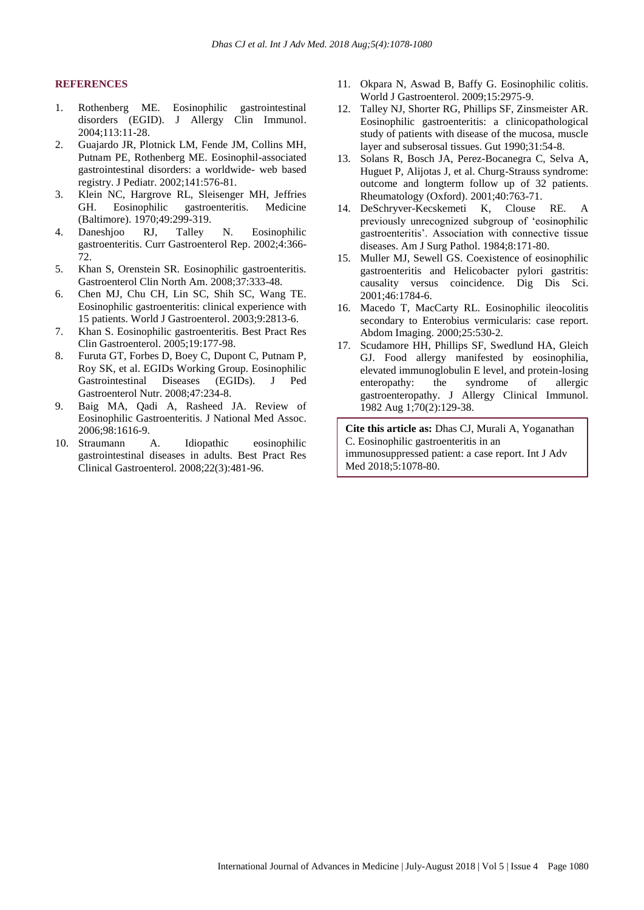## REFERENCES

1. Rothenberg ME. Eosinophilic gastrointestinal disorders (EGID). J Allergy Clin Immunol. 2004;113:11-28.
2. Guajardo JR, Plotnick LM, Fende JM, Collins MH, Putnam PE, Rothenberg ME. Eosinophil-associated gastrointestinal disorders: a worldwide- web based registry. J Pediatr. 2002;141:576-81.
3. Klein NC, Hargrove RL, Sleisenger MH, Jeffries GH. Eosinophilic gastroenteritis. Medicine (Baltimore). 1970;49:299-319.
4. Daneshjoo RJ, Talley N. Eosinophilic gastroenteritis. Curr Gastroenterol Rep. 2002;4:366-72.
5. Khan S, Orenstein SR. Eosinophilic gastroenteritis. Gastroenterol Clin North Am. 2008;37:333-48.
6. Chen MJ, Chu CH, Lin SC, Shih SC, Wang TE. Eosinophilic gastroenteritis: clinical experience with 15 patients. World J Gastroenterol. 2003;9:2813-6.
7. Khan S. Eosinophilic gastroenteritis. Best Pract Res Clin Gastroenterol. 2005;19:177-98.
8. Furuta GT, Forbes D, Boey C, Dupont C, Putnam P, Roy SK, et al. EGIDs Working Group. Eosinophilic Gastrointestinal Diseases (EGIDs). J Ped Gastroenterol Nutr. 2008;47:234-8.
9. Baig MA, Qadi A, Rasheed JA. Review of Eosinophilic Gastroenteritis. J National Med Assoc. 2006;98:1616-9.
10. Straumann A. Idiopathic eosinophilic gastrointestinal diseases in adults. Best Pract Res Clinical Gastroenterol. 2008;22(3):481-96.
11. Okpara N, Aswad B, Baffy G. Eosinophilic colitis. World J Gastroenterol. 2009;15:2975-9.
12. Talley NJ, Shorter RG, Phillips SF, Zinsmeister AR. Eosinophilic gastroenteritis: a clinicopathological study of patients with disease of the mucosa, muscle layer and subserosal tissues. Gut 1990;31:54-8.
13. Solans R, Bosch JA, Perez-Bocanegra C, Selva A, Huguet P, Alijotas J, et al. Churg-Strauss syndrome: outcome and longterm follow up of 32 patients. Rheumatology (Oxford). 2001;40:763-71.
14. DeSchryver-Kecskemeti K, Clouse RE. A previously unrecognized subgroup of 'eosinophilic gastroenteritis'. Association with connective tissue diseases. Am J Surg Pathol. 1984;8:171-80.
15. Muller MJ, Sewell GS. Coexistence of eosinophilic gastroenteritis and Helicobacter pylori gastritis: causality versus coincidence. Dig Dis Sci. 2001;46:1784-6.
16. Macedo T, MacCarty RL. Eosinophilic ileocolitis secondary to Enterobius vermicularis: case report. Abdom Imaging. 2000;25:530-2.
17. Scudamore HH, Phillips SF, Swedlund HA, Gleich GJ. Food allergy manifested by eosinophilia, elevated immunoglobulin E level, and protein-losing enteropathy: the syndrome of allergic gastroenteropathy. J Allergy Clinical Immunol. 1982 Aug 1;70(2):129-38.

**Cite this article as:** Dhas CJ, Murali A, Yoganathan C. Eosinophilic gastroenteritis in an immunosuppressed patient: a case report. Int J Adv Med 2018;5:1078-80.